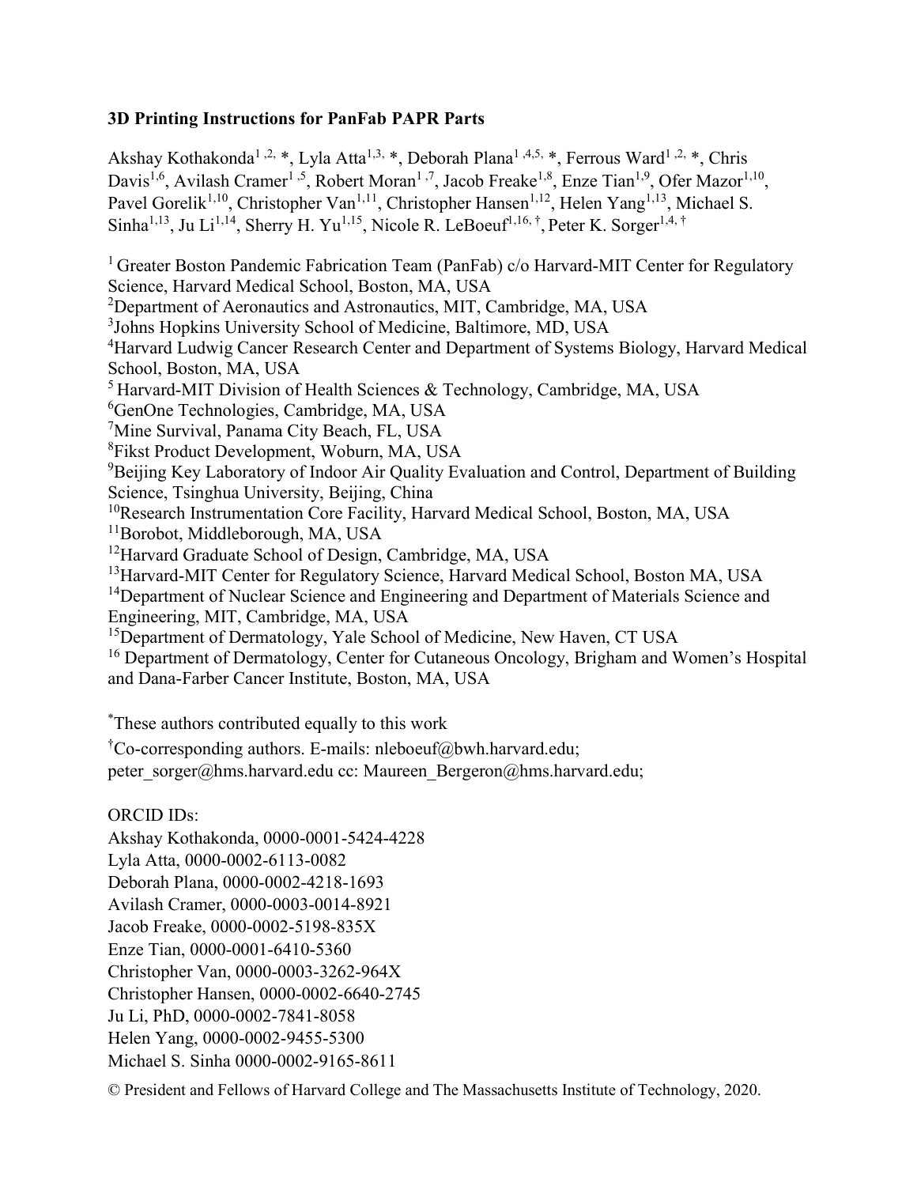# 3D Printing Instructions for PanFab PAPR Parts

Akshay Kothakonda[1,2,*], Lyla Atta[1,3,*], Deborah Plana[1,4,5,*], Ferrous Ward[1,2,*], Chris Davis[1,6], Avilash Cramer[1,5], Robert Moran[1,7], Jacob Freake[1,8], Enze Tian[1,9], Ofer Mazor[1,10], Pavel Gorelik[1,10], Christopher Van[1,11], Christopher Hansen[1,12], Helen Yang[1,13], Michael S. Sinha[1,13], Ju Li[1,14], Sherry H. Yu[1,15], Nicole R. LeBoeuf[1,16,†], Peter K. Sorger[1,4,†]

[1] Greater Boston Pandemic Fabrication Team (PanFab) c/o Harvard-MIT Center for Regulatory Science, Harvard Medical School, Boston, MA, USA
[2]Department of Aeronautics and Astronautics, MIT, Cambridge, MA, USA
[3]Johns Hopkins University School of Medicine, Baltimore, MD, USA
[4]Harvard Ludwig Cancer Research Center and Department of Systems Biology, Harvard Medical School, Boston, MA, USA
[5] Harvard-MIT Division of Health Sciences & Technology, Cambridge, MA, USA
[6]GenOne Technologies, Cambridge, MA, USA
[7]Mine Survival, Panama City Beach, FL, USA
[8]Fikst Product Development, Woburn, MA, USA
[9]Beijing Key Laboratory of Indoor Air Quality Evaluation and Control, Department of Building Science, Tsinghua University, Beijing, China
[10]Research Instrumentation Core Facility, Harvard Medical School, Boston, MA, USA
[11]Borobot, Middleborough, MA, USA
[12]Harvard Graduate School of Design, Cambridge, MA, USA
[13]Harvard-MIT Center for Regulatory Science, Harvard Medical School, Boston MA, USA
[14]Department of Nuclear Science and Engineering and Department of Materials Science and Engineering, MIT, Cambridge, MA, USA
[15]Department of Dermatology, Yale School of Medicine, New Haven, CT USA
[16] Department of Dermatology, Center for Cutaneous Oncology, Brigham and Women's Hospital and Dana-Farber Cancer Institute, Boston, MA, USA

[*]These authors contributed equally to this work
[†]Co-corresponding authors. E-mails: nleboeuf@bwh.harvard.edu; peter_sorger@hms.harvard.edu cc: Maureen_Bergeron@hms.harvard.edu;

ORCID IDs:
Akshay Kothakonda, 0000-0001-5424-4228
Lyla Atta, 0000-0002-6113-0082
Deborah Plana, 0000-0002-4218-1693
Avilash Cramer, 0000-0003-0014-8921
Jacob Freake, 0000-0002-5198-835X
Enze Tian, 0000-0001-6410-5360
Christopher Van, 0000-0003-3262-964X
Christopher Hansen, 0000-0002-6640-2745
Ju Li, PhD, 0000-0002-7841-8058
Helen Yang, 0000-0002-9455-5300
Michael S. Sinha 0000-0002-9165-8611

© President and Fellows of Harvard College and The Massachusetts Institute of Technology, 2020.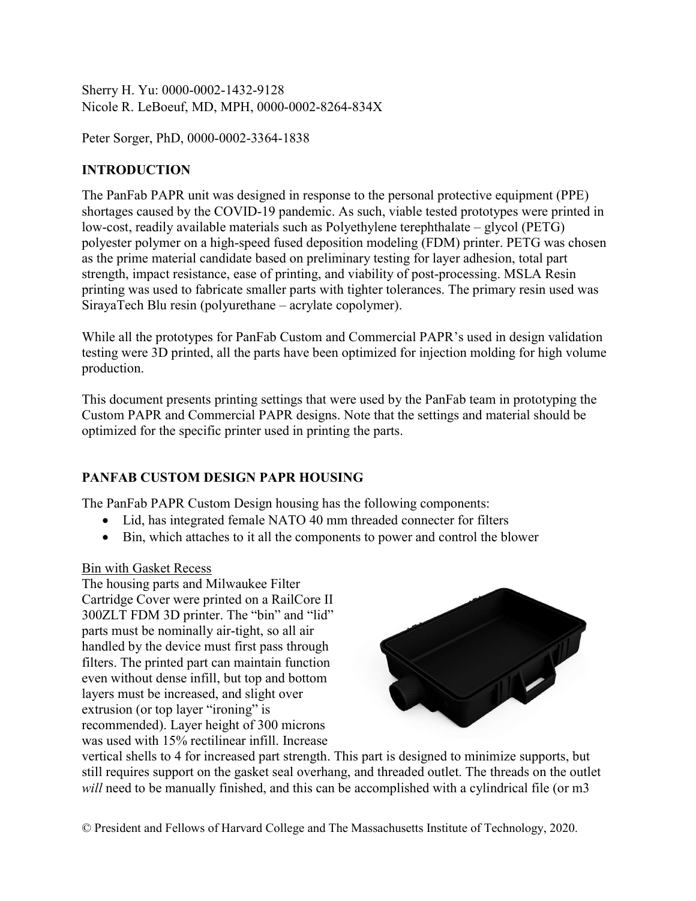Sherry H. Yu: 0000-0002-1432-9128
Nicole R. LeBoeuf, MD, MPH, 0000-0002-8264-834X

Peter Sorger, PhD, 0000-0002-3364-1838

## INTRODUCTION

The PanFab PAPR unit was designed in response to the personal protective equipment (PPE) shortages caused by the COVID-19 pandemic. As such, viable tested prototypes were printed in low-cost, readily available materials such as Polyethylene terephthalate – glycol (PETG) polyester polymer on a high-speed fused deposition modeling (FDM) printer. PETG was chosen as the prime material candidate based on preliminary testing for layer adhesion, total part strength, impact resistance, ease of printing, and viability of post-processing. MSLA Resin printing was used to fabricate smaller parts with tighter tolerances. The primary resin used was SirayaTech Blu resin (polyurethane – acrylate copolymer).

While all the prototypes for PanFab Custom and Commercial PAPR's used in design validation testing were 3D printed, all the parts have been optimized for injection molding for high volume production.

This document presents printing settings that were used by the PanFab team in prototyping the Custom PAPR and Commercial PAPR designs. Note that the settings and material should be optimized for the specific printer used in printing the parts.

## PANFAB CUSTOM DESIGN PAPR HOUSING

The PanFab PAPR Custom Design housing has the following components:

- Lid, has integrated female NATO 40 mm threaded connecter for filters
- Bin, which attaches to it all the components to power and control the blower

Bin with Gasket Recess

The housing parts and Milwaukee Filter Cartridge Cover were printed on a RailCore II 300ZLT FDM 3D printer. The "bin" and "lid" parts must be nominally air-tight, so all air handled by the device must first pass through filters. The printed part can maintain function even without dense infill, but top and bottom layers must be increased, and slight over extrusion (or top layer "ironing" is recommended). Layer height of 300 microns was used with 15% rectilinear infill. Increase vertical shells to 4 for increased part strength. This part is designed to minimize supports, but still requires support on the gasket seal overhang, and threaded outlet. The threads on the outlet *will* need to be manually finished, and this can be accomplished with a cylindrical file (or m3

© President and Fellows of Harvard College and The Massachusetts Institute of Technology, 2020.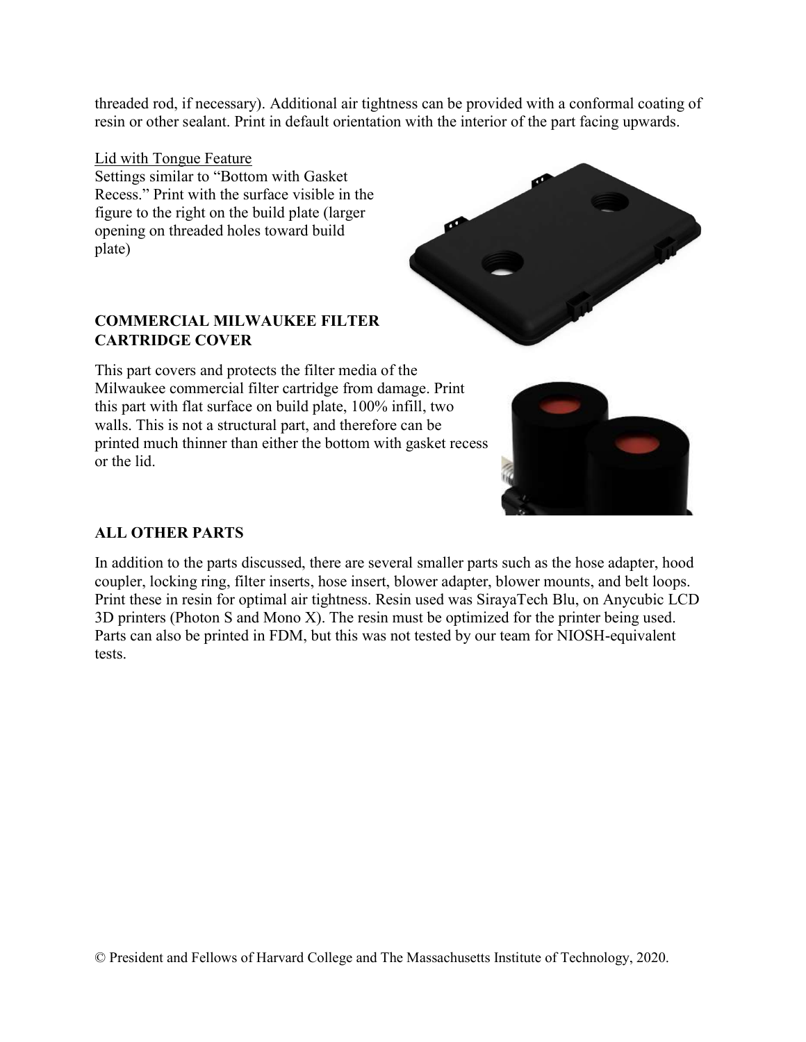threaded rod, if necessary). Additional air tightness can be provided with a conformal coating of resin or other sealant. Print in default orientation with the interior of the part facing upwards.

Lid with Tongue Feature

Settings similar to "Bottom with Gasket Recess." Print with the surface visible in the figure to the right on the build plate (larger opening on threaded holes toward build plate)

## COMMERCIAL MILWAUKEE FILTER CARTRIDGE COVER

This part covers and protects the filter media of the Milwaukee commercial filter cartridge from damage. Print this part with flat surface on build plate, 100% infill, two walls. This is not a structural part, and therefore can be printed much thinner than either the bottom with gasket recess or the lid.

## ALL OTHER PARTS

In addition to the parts discussed, there are several smaller parts such as the hose adapter, hood coupler, locking ring, filter inserts, hose insert, blower adapter, blower mounts, and belt loops. Print these in resin for optimal air tightness. Resin used was SirayaTech Blu, on Anycubic LCD 3D printers (Photon S and Mono X). The resin must be optimized for the printer being used. Parts can also be printed in FDM, but this was not tested by our team for NIOSH-equivalent tests.